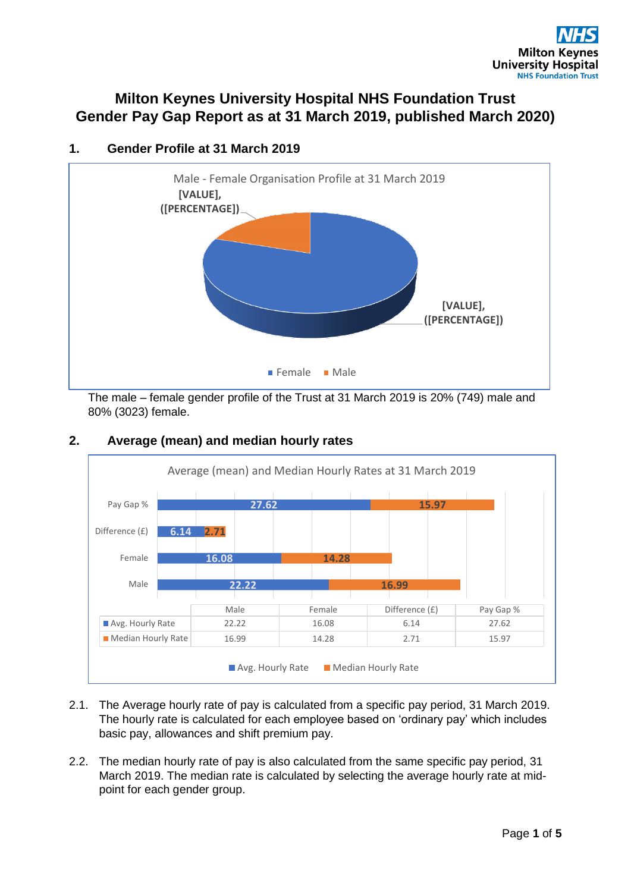# Milton Keynes University Hospital NHS Foundation Trust
# Gender Pay Gap Report as at 31 March 2019, published March 2020)

## 1. Gender Profile at 31 March 2019

Male - Female Organisation Profile at 31 March 2019

The male – female gender profile of the Trust at 31 March 2019 is 20% (749) male and 80% (3023) female.

## 2. Average (mean) and median hourly rates

Average (mean) and Median Hourly Rates at 31 March 2019

| | Male | Female | Difference (£) | Pay Gap % |
|---|---|---|---|---|
| Avg. Hourly Rate | 22.22 | 16.08 | 6.14 | 27.62 |
| Median Hourly Rate | 16.99 | 14.28 | 2.71 | 15.97 |

2.1. The Average hourly rate of pay is calculated from a specific pay period, 31 March 2019. The hourly rate is calculated for each employee based on 'ordinary pay' which includes basic pay, allowances and shift premium pay.

2.2. The median hourly rate of pay is also calculated from the same specific pay period, 31 March 2019. The median rate is calculated by selecting the average hourly rate at mid-point for each gender group.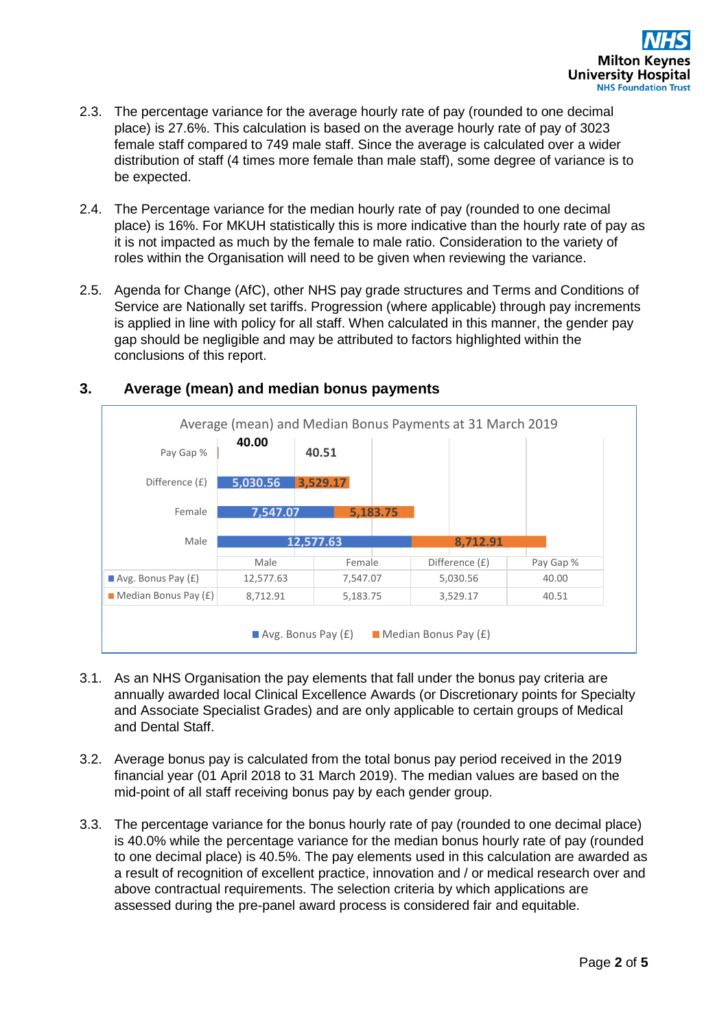2.3. The percentage variance for the average hourly rate of pay (rounded to one decimal place) is 27.6%. This calculation is based on the average hourly rate of pay of 3023 female staff compared to 749 male staff. Since the average is calculated over a wider distribution of staff (4 times more female than male staff), some degree of variance is to be expected.

2.4. The Percentage variance for the median hourly rate of pay (rounded to one decimal place) is 16%. For MKUH statistically this is more indicative than the hourly rate of pay as it is not impacted as much by the female to male ratio. Consideration to the variety of roles within the Organisation will need to be given when reviewing the variance.

2.5. Agenda for Change (AfC), other NHS pay grade structures and Terms and Conditions of Service are Nationally set tariffs. Progression (where applicable) through pay increments is applied in line with policy for all staff. When calculated in this manner, the gender pay gap should be negligible and may be attributed to factors highlighted within the conclusions of this report.

## 3. Average (mean) and median bonus payments

Average (mean) and Median Bonus Payments at 31 March 2019

| | Male | Female | Difference (£) | Pay Gap % |
|---|---|---|---|---|
| Avg. Bonus Pay (£) | 12,577.63 | 7,547.07 | 5,030.56 | 40.00 |
| Median Bonus Pay (£) | 8,712.91 | 5,183.75 | 3,529.17 | 40.51 |

3.1. As an NHS Organisation the pay elements that fall under the bonus pay criteria are annually awarded local Clinical Excellence Awards (or Discretionary points for Specialty and Associate Specialist Grades) and are only applicable to certain groups of Medical and Dental Staff.

3.2. Average bonus pay is calculated from the total bonus pay period received in the 2019 financial year (01 April 2018 to 31 March 2019). The median values are based on the mid-point of all staff receiving bonus pay by each gender group.

3.3. The percentage variance for the bonus hourly rate of pay (rounded to one decimal place) is 40.0% while the percentage variance for the median bonus hourly rate of pay (rounded to one decimal place) is 40.5%. The pay elements used in this calculation are awarded as a result of recognition of excellent practice, innovation and / or medical research over and above contractual requirements. The selection criteria by which applications are assessed during the pre-panel award process is considered fair and equitable.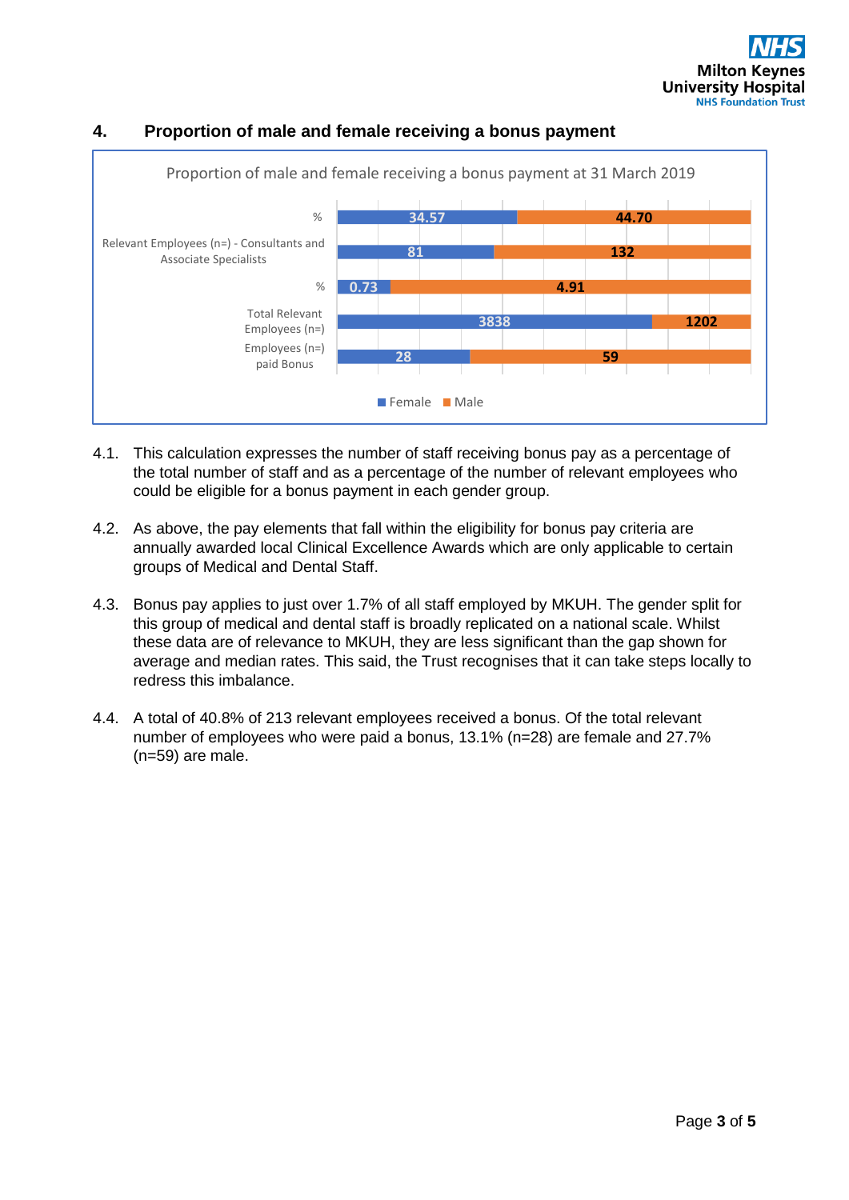## 4. Proportion of male and female receiving a bonus payment

Proportion of male and female receiving a bonus payment at 31 March 2019

| | Female | Male |
|---|---|---|
| % | 34.57 | 44.70 |
| Relevant Employees (n=) - Consultants and Associate Specialists | 81 | 132 |
| % | 0.73 | 4.91 |
| Total Relevant Employees (n=) | 3838 | 1202 |
| Employees (n=) paid Bonus | 28 | 59 |

4.1. This calculation expresses the number of staff receiving bonus pay as a percentage of the total number of staff and as a percentage of the number of relevant employees who could be eligible for a bonus payment in each gender group.

4.2. As above, the pay elements that fall within the eligibility for bonus pay criteria are annually awarded local Clinical Excellence Awards which are only applicable to certain groups of Medical and Dental Staff.

4.3. Bonus pay applies to just over 1.7% of all staff employed by MKUH. The gender split for this group of medical and dental staff is broadly replicated on a national scale. Whilst these data are of relevance to MKUH, they are less significant than the gap shown for average and median rates. This said, the Trust recognises that it can take steps locally to redress this imbalance.

4.4. A total of 40.8% of 213 relevant employees received a bonus. Of the total relevant number of employees who were paid a bonus, 13.1% (n=28) are female and 27.7% (n=59) are male.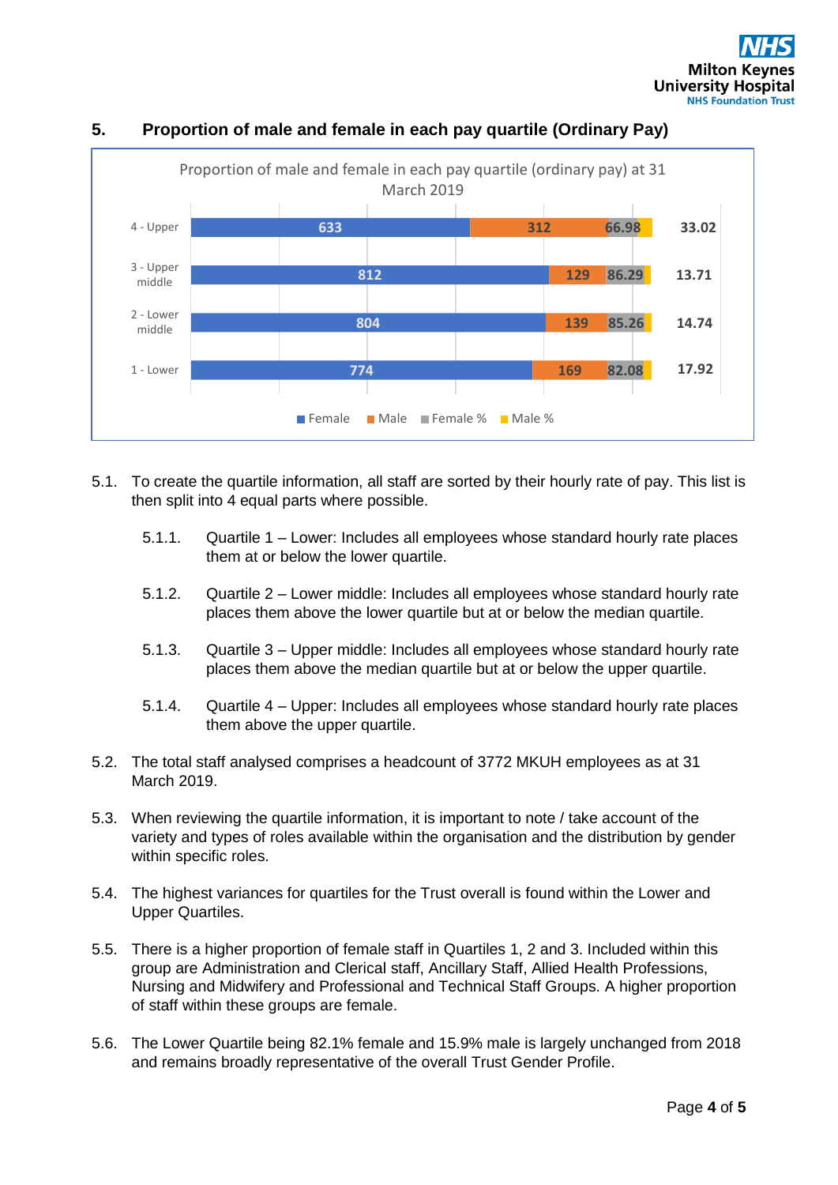## 5. Proportion of male and female in each pay quartile (Ordinary Pay)

Proportion of male and female in each pay quartile (ordinary pay) at 31 March 2019

| Quartile | Female | Male | Female % | Male % |
|---|---|---|---|---|
| 4 - Upper | 633 | 312 | 66.98 | 33.02 |
| 3 - Upper middle | 812 | 129 | 86.29 | 13.71 |
| 2 - Lower middle | 804 | 139 | 85.26 | 14.74 |
| 1 - Lower | 774 | 169 | 82.08 | 17.92 |

5.1. To create the quartile information, all staff are sorted by their hourly rate of pay. This list is then split into 4 equal parts where possible.

5.1.1. Quartile 1 – Lower: Includes all employees whose standard hourly rate places them at or below the lower quartile.

5.1.2. Quartile 2 – Lower middle: Includes all employees whose standard hourly rate places them above the lower quartile but at or below the median quartile.

5.1.3. Quartile 3 – Upper middle: Includes all employees whose standard hourly rate places them above the median quartile but at or below the upper quartile.

5.1.4. Quartile 4 – Upper: Includes all employees whose standard hourly rate places them above the upper quartile.

5.2. The total staff analysed comprises a headcount of 3772 MKUH employees as at 31 March 2019.

5.3. When reviewing the quartile information, it is important to note / take account of the variety and types of roles available within the organisation and the distribution by gender within specific roles.

5.4. The highest variances for quartiles for the Trust overall is found within the Lower and Upper Quartiles.

5.5. There is a higher proportion of female staff in Quartiles 1, 2 and 3. Included within this group are Administration and Clerical staff, Ancillary Staff, Allied Health Professions, Nursing and Midwifery and Professional and Technical Staff Groups. A higher proportion of staff within these groups are female.

5.6. The Lower Quartile being 82.1% female and 15.9% male is largely unchanged from 2018 and remains broadly representative of the overall Trust Gender Profile.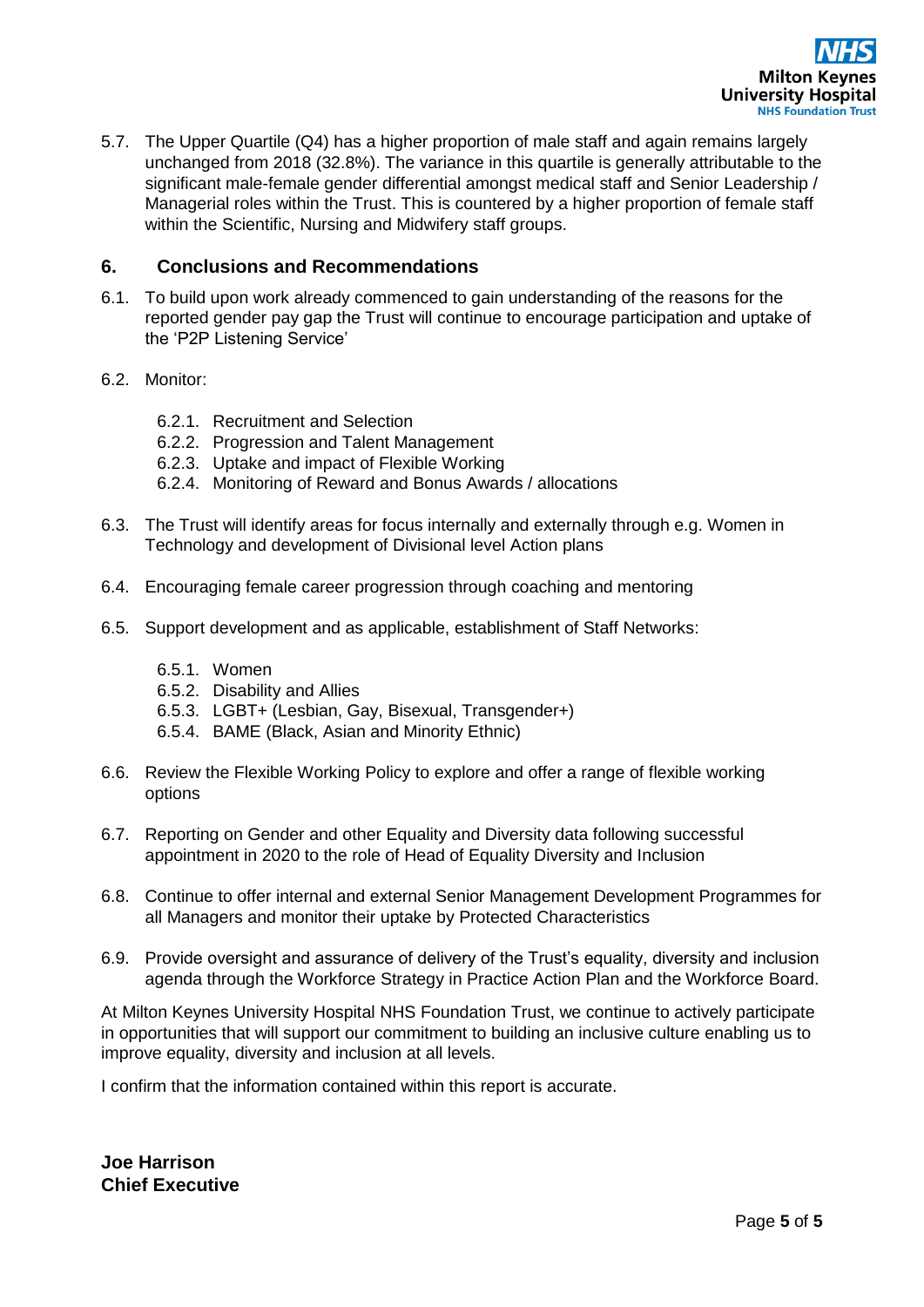5.7. The Upper Quartile (Q4) has a higher proportion of male staff and again remains largely unchanged from 2018 (32.8%). The variance in this quartile is generally attributable to the significant male-female gender differential amongst medical staff and Senior Leadership / Managerial roles within the Trust. This is countered by a higher proportion of female staff within the Scientific, Nursing and Midwifery staff groups.

## 6. Conclusions and Recommendations

6.1. To build upon work already commenced to gain understanding of the reasons for the reported gender pay gap the Trust will continue to encourage participation and uptake of the 'P2P Listening Service'

6.2. Monitor:

- 6.2.1. Recruitment and Selection
- 6.2.2. Progression and Talent Management
- 6.2.3. Uptake and impact of Flexible Working
- 6.2.4. Monitoring of Reward and Bonus Awards / allocations

6.3. The Trust will identify areas for focus internally and externally through e.g. Women in Technology and development of Divisional level Action plans

6.4. Encouraging female career progression through coaching and mentoring

6.5. Support development and as applicable, establishment of Staff Networks:

- 6.5.1. Women
- 6.5.2. Disability and Allies
- 6.5.3. LGBT+ (Lesbian, Gay, Bisexual, Transgender+)
- 6.5.4. BAME (Black, Asian and Minority Ethnic)

6.6. Review the Flexible Working Policy to explore and offer a range of flexible working options

6.7. Reporting on Gender and other Equality and Diversity data following successful appointment in 2020 to the role of Head of Equality Diversity and Inclusion

6.8. Continue to offer internal and external Senior Management Development Programmes for all Managers and monitor their uptake by Protected Characteristics

6.9. Provide oversight and assurance of delivery of the Trust's equality, diversity and inclusion agenda through the Workforce Strategy in Practice Action Plan and the Workforce Board.

At Milton Keynes University Hospital NHS Foundation Trust, we continue to actively participate in opportunities that will support our commitment to building an inclusive culture enabling us to improve equality, diversity and inclusion at all levels.

I confirm that the information contained within this report is accurate.

**Joe Harrison**
**Chief Executive**